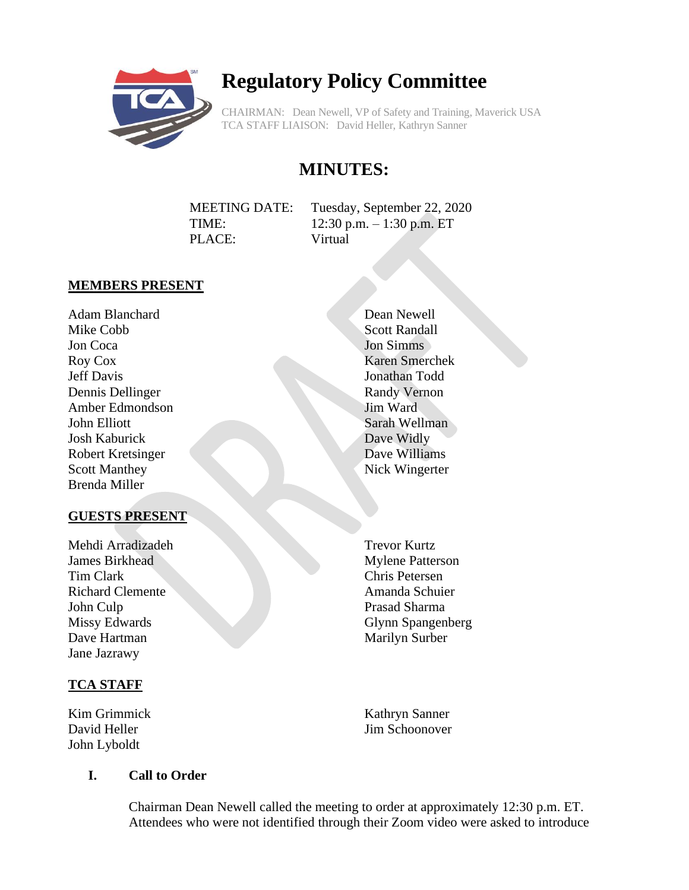# Regulatory Policy Committee

CHAIRMAN: Dean Newell, VP of Safety and Training, Maverick USA
TCA STAFF LIAISON: David Heller, Kathryn Sanner

## MINUTES:

MEETING DATE: Tuesday, September 22, 2020
TIME: 12:30 p.m. – 1:30 p.m. ET
PLACE: Virtual

**MEMBERS PRESENT**

Adam Blanchard
Mike Cobb
Jon Coca
Roy Cox
Jeff Davis
Dennis Dellinger
Amber Edmondson
John Elliott
Josh Kaburick
Robert Kretsinger
Scott Manthey
Brenda Miller
Dean Newell
Scott Randall
Jon Simms
Karen Smerchek
Jonathan Todd
Randy Vernon
Jim Ward
Sarah Wellman
Dave Widly
Dave Williams
Nick Wingerter

**GUESTS PRESENT**

Mehdi Arradizadeh
James Birkhead
Tim Clark
Richard Clemente
John Culp
Missy Edwards
Dave Hartman
Jane Jazrawy
Trevor Kurtz
Mylene Patterson
Chris Petersen
Amanda Schuier
Prasad Sharma
Glynn Spangenberg
Marilyn Surber

**TCA STAFF**

Kim Grimmick
David Heller
John Lyboldt
Kathryn Sanner
Jim Schoonover

**I. Call to Order**

Chairman Dean Newell called the meeting to order at approximately 12:30 p.m. ET. Attendees who were not identified through their Zoom video were asked to introduce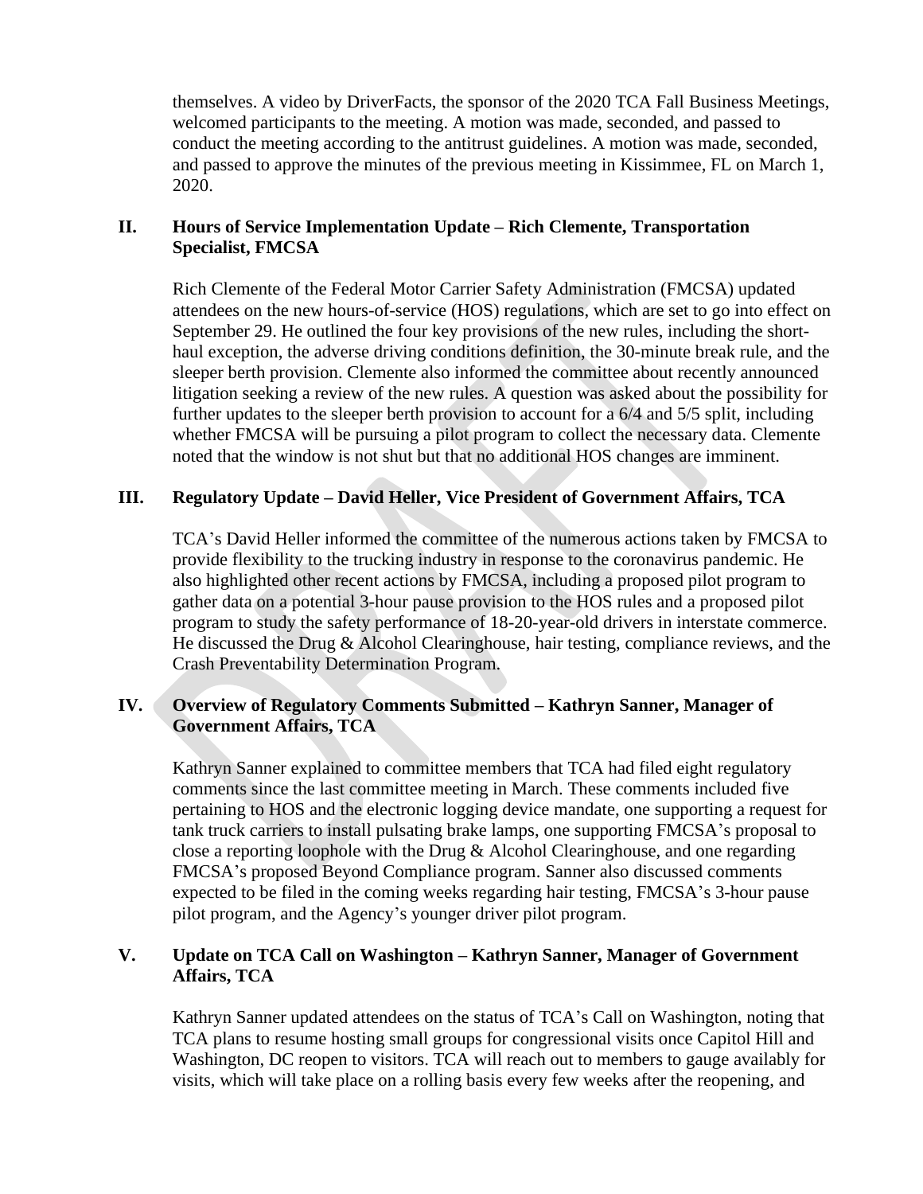themselves. A video by DriverFacts, the sponsor of the 2020 TCA Fall Business Meetings, welcomed participants to the meeting. A motion was made, seconded, and passed to conduct the meeting according to the antitrust guidelines. A motion was made, seconded, and passed to approve the minutes of the previous meeting in Kissimmee, FL on March 1, 2020.

## II. Hours of Service Implementation Update – Rich Clemente, Transportation Specialist, FMCSA

Rich Clemente of the Federal Motor Carrier Safety Administration (FMCSA) updated attendees on the new hours-of-service (HOS) regulations, which are set to go into effect on September 29. He outlined the four key provisions of the new rules, including the short-haul exception, the adverse driving conditions definition, the 30-minute break rule, and the sleeper berth provision. Clemente also informed the committee about recently announced litigation seeking a review of the new rules. A question was asked about the possibility for further updates to the sleeper berth provision to account for a 6/4 and 5/5 split, including whether FMCSA will be pursuing a pilot program to collect the necessary data. Clemente noted that the window is not shut but that no additional HOS changes are imminent.

## III. Regulatory Update – David Heller, Vice President of Government Affairs, TCA

TCA's David Heller informed the committee of the numerous actions taken by FMCSA to provide flexibility to the trucking industry in response to the coronavirus pandemic. He also highlighted other recent actions by FMCSA, including a proposed pilot program to gather data on a potential 3-hour pause provision to the HOS rules and a proposed pilot program to study the safety performance of 18-20-year-old drivers in interstate commerce. He discussed the Drug & Alcohol Clearinghouse, hair testing, compliance reviews, and the Crash Preventability Determination Program.

## IV. Overview of Regulatory Comments Submitted – Kathryn Sanner, Manager of Government Affairs, TCA

Kathryn Sanner explained to committee members that TCA had filed eight regulatory comments since the last committee meeting in March. These comments included five pertaining to HOS and the electronic logging device mandate, one supporting a request for tank truck carriers to install pulsating brake lamps, one supporting FMCSA's proposal to close a reporting loophole with the Drug & Alcohol Clearinghouse, and one regarding FMCSA's proposed Beyond Compliance program. Sanner also discussed comments expected to be filed in the coming weeks regarding hair testing, FMCSA's 3-hour pause pilot program, and the Agency's younger driver pilot program.

## V. Update on TCA Call on Washington – Kathryn Sanner, Manager of Government Affairs, TCA

Kathryn Sanner updated attendees on the status of TCA's Call on Washington, noting that TCA plans to resume hosting small groups for congressional visits once Capitol Hill and Washington, DC reopen to visitors. TCA will reach out to members to gauge availably for visits, which will take place on a rolling basis every few weeks after the reopening, and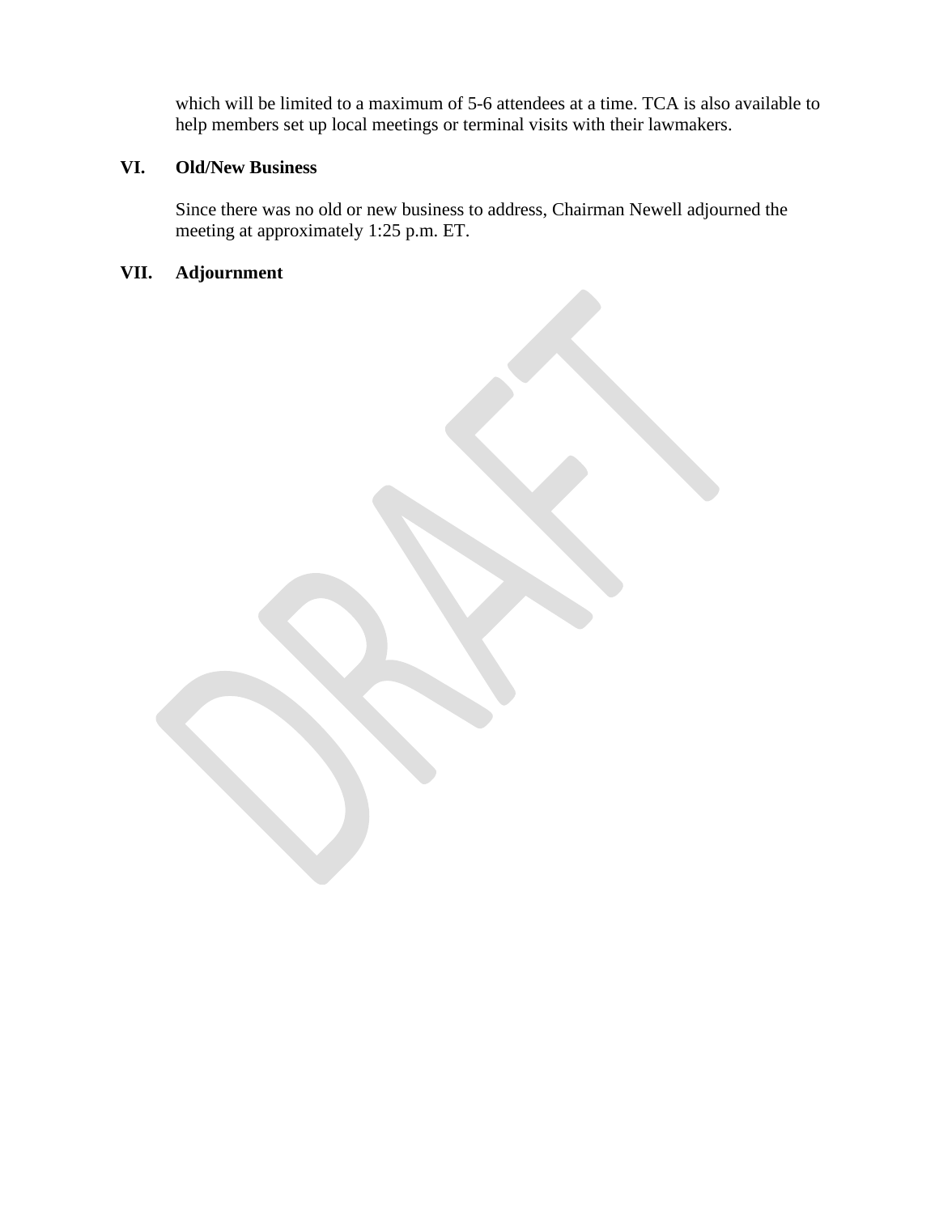which will be limited to a maximum of 5-6 attendees at a time. TCA is also available to help members set up local meetings or terminal visits with their lawmakers.

## VI. Old/New Business

Since there was no old or new business to address, Chairman Newell adjourned the meeting at approximately 1:25 p.m. ET.

## VII. Adjournment